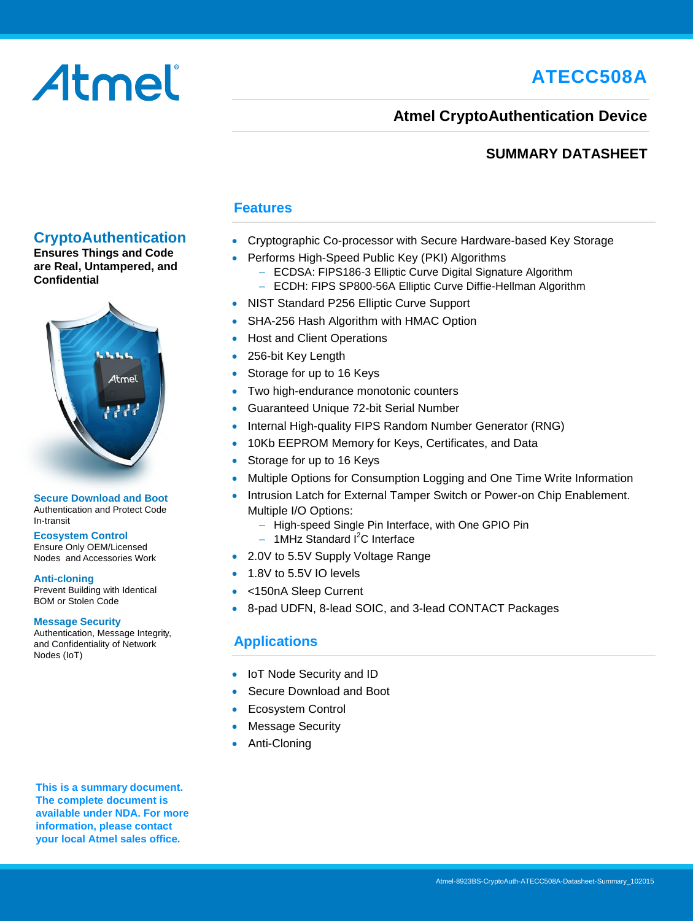# ATECC508A

## Atmel CryptoAuthentication Device

### SUMMARY DATASHEET

## CryptoAuthentication

**Ensures Things and Code are Real, Untampered, and Confidential**

**Secure Download and Boot**
Authentication and Protect Code In-transit

**Ecosystem Control**
Ensure Only OEM/Licensed Nodes and Accessories Work

**Anti-cloning**
Prevent Building with Identical BOM or Stolen Code

**Message Security**
Authentication, Message Integrity, and Confidentiality of Network Nodes (IoT)

**This is a summary document. The complete document is available under NDA. For more information, please contact your local Atmel sales office.**

## Features

- Cryptographic Co-processor with Secure Hardware-based Key Storage
- Performs High-Speed Public Key (PKI) Algorithms
  - ECDSA: FIPS186-3 Elliptic Curve Digital Signature Algorithm
  - ECDH: FIPS SP800-56A Elliptic Curve Diffie-Hellman Algorithm
- NIST Standard P256 Elliptic Curve Support
- SHA-256 Hash Algorithm with HMAC Option
- Host and Client Operations
- 256-bit Key Length
- Storage for up to 16 Keys
- Two high-endurance monotonic counters
- Guaranteed Unique 72-bit Serial Number
- Internal High-quality FIPS Random Number Generator (RNG)
- 10Kb EEPROM Memory for Keys, Certificates, and Data
- Storage for up to 16 Keys
- Multiple Options for Consumption Logging and One Time Write Information
- Intrusion Latch for External Tamper Switch or Power-on Chip Enablement. Multiple I/O Options:
  - High-speed Single Pin Interface, with One GPIO Pin
  - 1MHz Standard $I^2C$ Interface
- 2.0V to 5.5V Supply Voltage Range
- 1.8V to 5.5V IO levels
- <150nA Sleep Current
- 8-pad UDFN, 8-lead SOIC, and 3-lead CONTACT Packages

## Applications

- IoT Node Security and ID
- Secure Download and Boot
- Ecosystem Control
- Message Security
- Anti-Cloning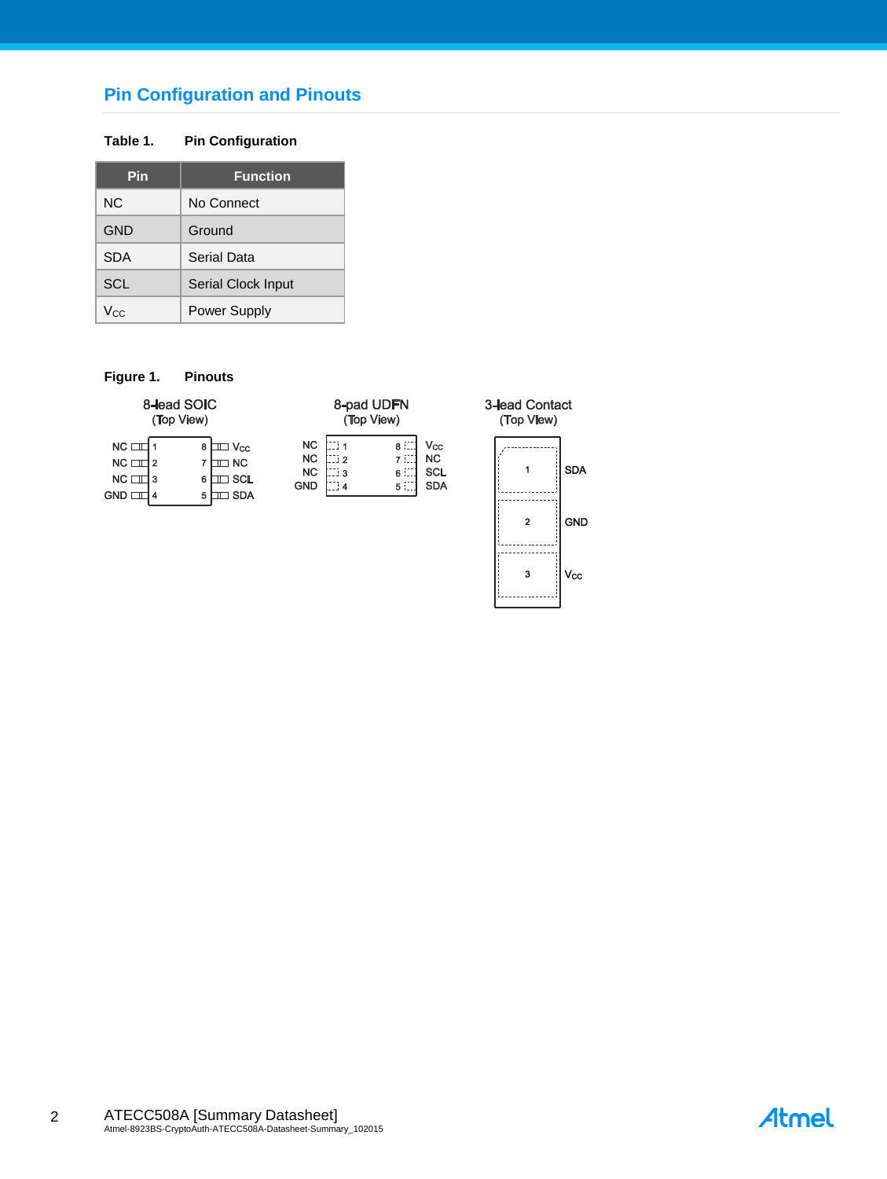## Pin Configuration and Pinouts

**Table 1. Pin Configuration**

| Pin | Function |
|---|---|
| NC | No Connect |
| GND | Ground |
| SDA | Serial Data |
| SCL | Serial Clock Input |
| $V_{CC}$ | Power Supply |

**Figure 1. Pinouts**

8-lead SOIC (Top View)

| Pin | Name | Pin | Name |
|---|---|---|---|
| 1 | NC | 8 | $V_{CC}$ |
| 2 | NC | 7 | NC |
| 3 | NC | 6 | SCL |
| 4 | GND | 5 | SDA |

8-pad UDFN (Top View)

| Pin | Name | Pin | Name |
|---|---|---|---|
| 1 | NC | 8 | $V_{CC}$ |
| 2 | NC | 7 | NC |
| 3 | NC | 6 | SCL |
| 4 | GND | 5 | SDA |

3-lead Contact (Top View)

| Pin | Name |
|---|---|
| 1 | SDA |
| 2 | GND |
| 3 | $V_{CC}$ |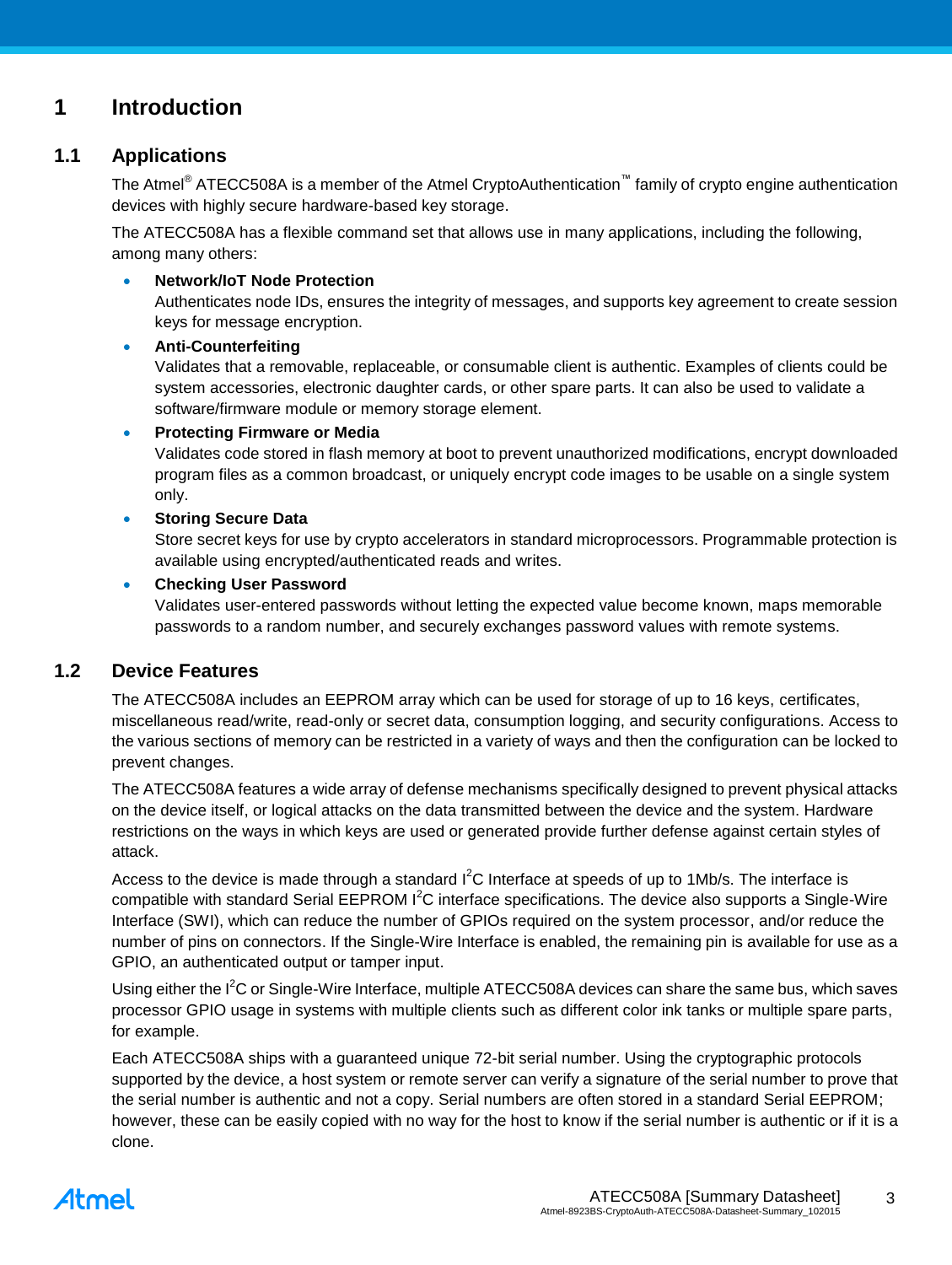# 1 Introduction

## 1.1 Applications

The Atmel® ATECC508A is a member of the Atmel CryptoAuthentication™ family of crypto engine authentication devices with highly secure hardware-based key storage.

The ATECC508A has a flexible command set that allows use in many applications, including the following, among many others:

- **Network/IoT Node Protection**
  Authenticates node IDs, ensures the integrity of messages, and supports key agreement to create session keys for message encryption.
- **Anti-Counterfeiting**
  Validates that a removable, replaceable, or consumable client is authentic. Examples of clients could be system accessories, electronic daughter cards, or other spare parts. It can also be used to validate a software/firmware module or memory storage element.
- **Protecting Firmware or Media**
  Validates code stored in flash memory at boot to prevent unauthorized modifications, encrypt downloaded program files as a common broadcast, or uniquely encrypt code images to be usable on a single system only.
- **Storing Secure Data**
  Store secret keys for use by crypto accelerators in standard microprocessors. Programmable protection is available using encrypted/authenticated reads and writes.
- **Checking User Password**
  Validates user-entered passwords without letting the expected value become known, maps memorable passwords to a random number, and securely exchanges password values with remote systems.

## 1.2 Device Features

The ATECC508A includes an EEPROM array which can be used for storage of up to 16 keys, certificates, miscellaneous read/write, read-only or secret data, consumption logging, and security configurations. Access to the various sections of memory can be restricted in a variety of ways and then the configuration can be locked to prevent changes.

The ATECC508A features a wide array of defense mechanisms specifically designed to prevent physical attacks on the device itself, or logical attacks on the data transmitted between the device and the system. Hardware restrictions on the ways in which keys are used or generated provide further defense against certain styles of attack.

Access to the device is made through a standard $I^2C$ Interface at speeds of up to 1Mb/s. The interface is compatible with standard Serial EEPROM $I^2C$ interface specifications. The device also supports a Single-Wire Interface (SWI), which can reduce the number of GPIOs required on the system processor, and/or reduce the number of pins on connectors. If the Single-Wire Interface is enabled, the remaining pin is available for use as a GPIO, an authenticated output or tamper input.

Using either the $I^2C$ or Single-Wire Interface, multiple ATECC508A devices can share the same bus, which saves processor GPIO usage in systems with multiple clients such as different color ink tanks or multiple spare parts, for example.

Each ATECC508A ships with a guaranteed unique 72-bit serial number. Using the cryptographic protocols supported by the device, a host system or remote server can verify a signature of the serial number to prove that the serial number is authentic and not a copy. Serial numbers are often stored in a standard Serial EEPROM; however, these can be easily copied with no way for the host to know if the serial number is authentic or if it is a clone.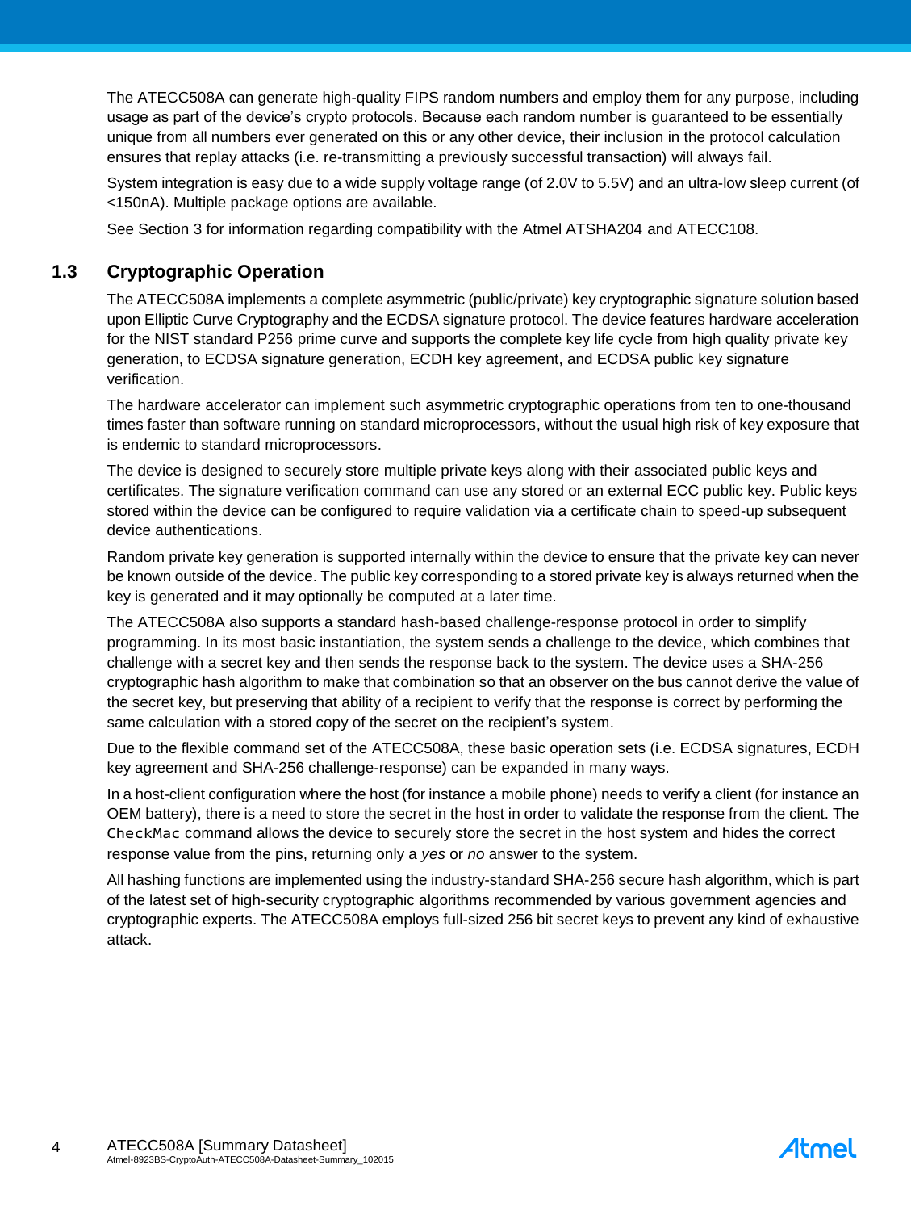The ATECC508A can generate high-quality FIPS random numbers and employ them for any purpose, including usage as part of the device's crypto protocols. Because each random number is guaranteed to be essentially unique from all numbers ever generated on this or any other device, their inclusion in the protocol calculation ensures that replay attacks (i.e. re-transmitting a previously successful transaction) will always fail.

System integration is easy due to a wide supply voltage range (of 2.0V to 5.5V) and an ultra-low sleep current (of <150nA). Multiple package options are available.

See Section 3 for information regarding compatibility with the Atmel ATSHA204 and ATECC108.

## 1.3 Cryptographic Operation

The ATECC508A implements a complete asymmetric (public/private) key cryptographic signature solution based upon Elliptic Curve Cryptography and the ECDSA signature protocol. The device features hardware acceleration for the NIST standard P256 prime curve and supports the complete key life cycle from high quality private key generation, to ECDSA signature generation, ECDH key agreement, and ECDSA public key signature verification.

The hardware accelerator can implement such asymmetric cryptographic operations from ten to one-thousand times faster than software running on standard microprocessors, without the usual high risk of key exposure that is endemic to standard microprocessors.

The device is designed to securely store multiple private keys along with their associated public keys and certificates. The signature verification command can use any stored or an external ECC public key. Public keys stored within the device can be configured to require validation via a certificate chain to speed-up subsequent device authentications.

Random private key generation is supported internally within the device to ensure that the private key can never be known outside of the device. The public key corresponding to a stored private key is always returned when the key is generated and it may optionally be computed at a later time.

The ATECC508A also supports a standard hash-based challenge-response protocol in order to simplify programming. In its most basic instantiation, the system sends a challenge to the device, which combines that challenge with a secret key and then sends the response back to the system. The device uses a SHA-256 cryptographic hash algorithm to make that combination so that an observer on the bus cannot derive the value of the secret key, but preserving that ability of a recipient to verify that the response is correct by performing the same calculation with a stored copy of the secret on the recipient's system.

Due to the flexible command set of the ATECC508A, these basic operation sets (i.e. ECDSA signatures, ECDH key agreement and SHA-256 challenge-response) can be expanded in many ways.

In a host-client configuration where the host (for instance a mobile phone) needs to verify a client (for instance an OEM battery), there is a need to store the secret in the host in order to validate the response from the client. The `CheckMac` command allows the device to securely store the secret in the host system and hides the correct response value from the pins, returning only a *yes* or *no* answer to the system.

All hashing functions are implemented using the industry-standard SHA-256 secure hash algorithm, which is part of the latest set of high-security cryptographic algorithms recommended by various government agencies and cryptographic experts. The ATECC508A employs full-sized 256 bit secret keys to prevent any kind of exhaustive attack.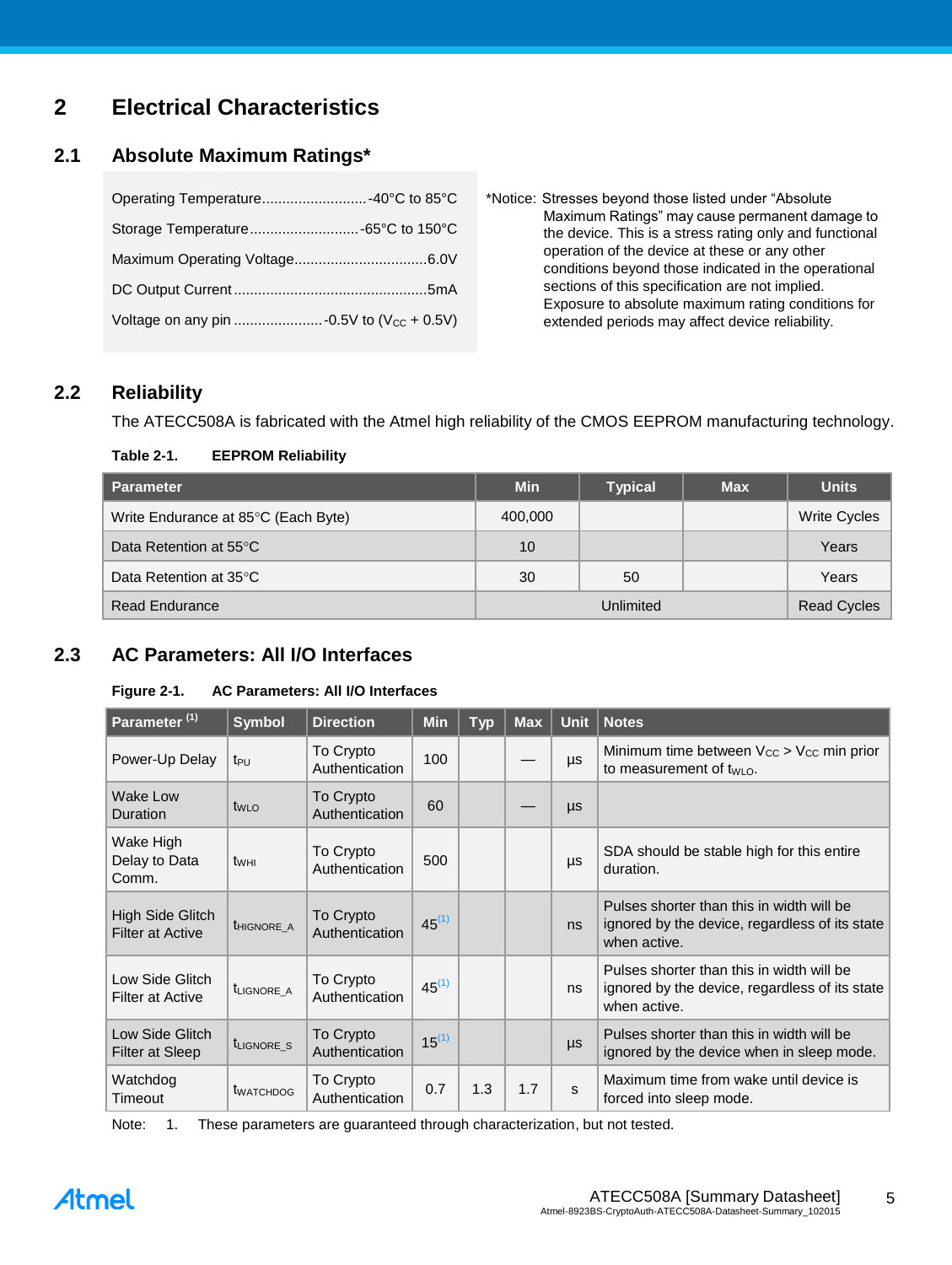# 2 Electrical Characteristics

## 2.1 Absolute Maximum Ratings*

Operating Temperature..........................-40°C to 85°C

Storage Temperature...........................-65°C to 150°C

Maximum Operating Voltage................................6.0V

DC Output Current...............................................5mA

Voltage on any pin ......................-0.5V to ($V_{CC}$ + 0.5V)

*Notice: Stresses beyond those listed under "Absolute Maximum Ratings" may cause permanent damage to the device. This is a stress rating only and functional operation of the device at these or any other conditions beyond those indicated in the operational sections of this specification are not implied. Exposure to absolute maximum rating conditions for extended periods may affect device reliability.

## 2.2 Reliability

The ATECC508A is fabricated with the Atmel high reliability of the CMOS EEPROM manufacturing technology.

**Table 2-1. EEPROM Reliability**

| Parameter | Min | Typical | Max | Units |
|---|---|---|---|---|
| Write Endurance at 85°C (Each Byte) | 400,000 | | | Write Cycles |
| Data Retention at 55°C | 10 | | | Years |
| Data Retention at 35°C | 30 | 50 | | Years |
| Read Endurance | Unlimited | | | Read Cycles |

## 2.3 AC Parameters: All I/O Interfaces

**Figure 2-1. AC Parameters: All I/O Interfaces**

| Parameter [1] | Symbol | Direction | Min | Typ | Max | Unit | Notes |
|---|---|---|---|---|---|---|---|
| Power-Up Delay | $t_{PU}$ | To Crypto Authentication | 100 | | — | µs | Minimum time between $V_{CC}$ > $V_{CC}$ min prior to measurement of $t_{WLO}$. |
| Wake Low Duration | $t_{WLO}$ | To Crypto Authentication | 60 | | — | µs | |
| Wake High Delay to Data Comm. | $t_{WHI}$ | To Crypto Authentication | 500 | | | µs | SDA should be stable high for this entire duration. |
| High Side Glitch Filter at Active | $t_{HIGNORE\_A}$ | To Crypto Authentication | 45[1] | | | ns | Pulses shorter than this in width will be ignored by the device, regardless of its state when active. |
| Low Side Glitch Filter at Active | $t_{LIGNORE\_A}$ | To Crypto Authentication | 45[1] | | | ns | Pulses shorter than this in width will be ignored by the device, regardless of its state when active. |
| Low Side Glitch Filter at Sleep | $t_{LIGNORE\_S}$ | To Crypto Authentication | 15[1] | | | µs | Pulses shorter than this in width will be ignored by the device when in sleep mode. |
| Watchdog Timeout | $t_{WATCHDOG}$ | To Crypto Authentication | 0.7 | 1.3 | 1.7 | s | Maximum time from wake until device is forced into sleep mode. |

Note: 1. These parameters are guaranteed through characterization, but not tested.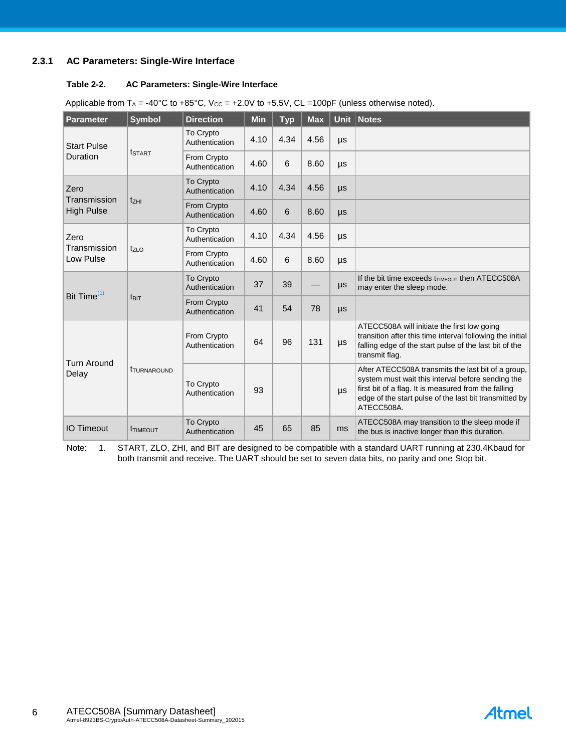### 2.3.1 AC Parameters: Single-Wire Interface

**Table 2-2. AC Parameters: Single-Wire Interface**

Applicable from $T_A$ = -40°C to +85°C, $V_{CC}$ = +2.0V to +5.5V, CL =100pF (unless otherwise noted).

| Parameter | Symbol | Direction | Min | Typ | Max | Unit | Notes |
|---|---|---|---|---|---|---|---|
| Start Pulse Duration | $t_{START}$ | To Crypto Authentication | 4.10 | 4.34 | 4.56 | µs | |
| | | From Crypto Authentication | 4.60 | 6 | 8.60 | µs | |
| Zero Transmission High Pulse | $t_{ZHI}$ | To Crypto Authentication | 4.10 | 4.34 | 4.56 | µs | |
| | | From Crypto Authentication | 4.60 | 6 | 8.60 | µs | |
| Zero Transmission Low Pulse | $t_{ZLO}$ | To Crypto Authentication | 4.10 | 4.34 | 4.56 | µs | |
| | | From Crypto Authentication | 4.60 | 6 | 8.60 | µs | |
| Bit Time[(1)] | $t_{BIT}$ | To Crypto Authentication | 37 | 39 | — | µs | If the bit time exceeds $t_{TIMEOUT}$ then ATECC508A may enter the sleep mode. |
| | | From Crypto Authentication | 41 | 54 | 78 | µs | |
| Turn Around Delay | $t_{TURNAROUND}$ | From Crypto Authentication | 64 | 96 | 131 | µs | ATECC508A will initiate the first low going transition after this time interval following the initial falling edge of the start pulse of the last bit of the transmit flag. |
| | | To Crypto Authentication | 93 | | | µs | After ATECC508A transmits the last bit of a group, system must wait this interval before sending the first bit of a flag. It is measured from the falling edge of the start pulse of the last bit transmitted by ATECC508A. |
| IO Timeout | $t_{TIMEOUT}$ | To Crypto Authentication | 45 | 65 | 85 | ms | ATECC508A may transition to the sleep mode if the bus is inactive longer than this duration. |

Note: 1. START, ZLO, ZHI, and BIT are designed to be compatible with a standard UART running at 230.4Kbaud for both transmit and receive. The UART should be set to seven data bits, no parity and one Stop bit.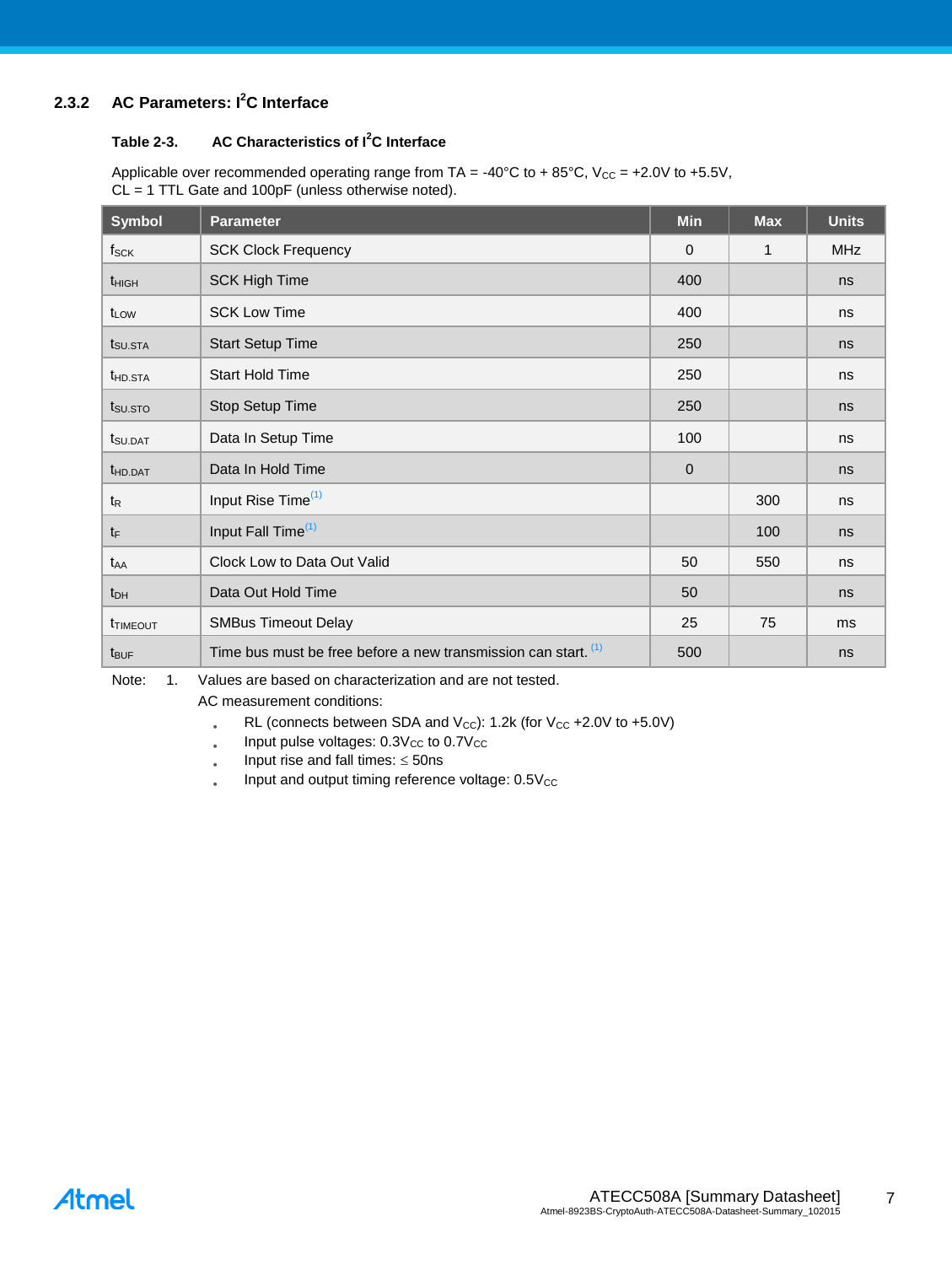### 2.3.2 AC Parameters: $I^2C$ Interface

**Table 2-3. AC Characteristics of $I^2C$ Interface**

Applicable over recommended operating range from TA = -40°C to + 85°C, $V_{CC}$ = +2.0V to +5.5V, CL = 1 TTL Gate and 100pF (unless otherwise noted).

| Symbol | Parameter | Min | Max | Units |
|---|---|---|---|---|
| $f_{SCK}$ | SCK Clock Frequency | 0 | 1 | MHz |
| $t_{HIGH}$ | SCK High Time | 400 | | ns |
| $t_{LOW}$ | SCK Low Time | 400 | | ns |
| $t_{SU.STA}$ | Start Setup Time | 250 | | ns |
| $t_{HD.STA}$ | Start Hold Time | 250 | | ns |
| $t_{SU.STO}$ | Stop Setup Time | 250 | | ns |
| $t_{SU.DAT}$ | Data In Setup Time | 100 | | ns |
| $t_{HD.DAT}$ | Data In Hold Time | 0 | | ns |
| $t_R$ | Input Rise Time[1] | | 300 | ns |
| $t_F$ | Input Fall Time[1] | | 100 | ns |
| $t_{AA}$ | Clock Low to Data Out Valid | 50 | 550 | ns |
| $t_{DH}$ | Data Out Hold Time | 50 | | ns |
| $t_{TIMEOUT}$ | SMBus Timeout Delay | 25 | 75 | ms |
| $t_{BUF}$ | Time bus must be free before a new transmission can start. [1] | 500 | | ns |

Note: 1. Values are based on characterization and are not tested.

AC measurement conditions:

- RL (connects between SDA and $V_{CC}$): 1.2k (for $V_{CC}$ +2.0V to +5.0V)
- Input pulse voltages: $0.3V_{CC}$ to $0.7V_{CC}$
- Input rise and fall times: ≤ 50ns
- Input and output timing reference voltage: $0.5V_{CC}$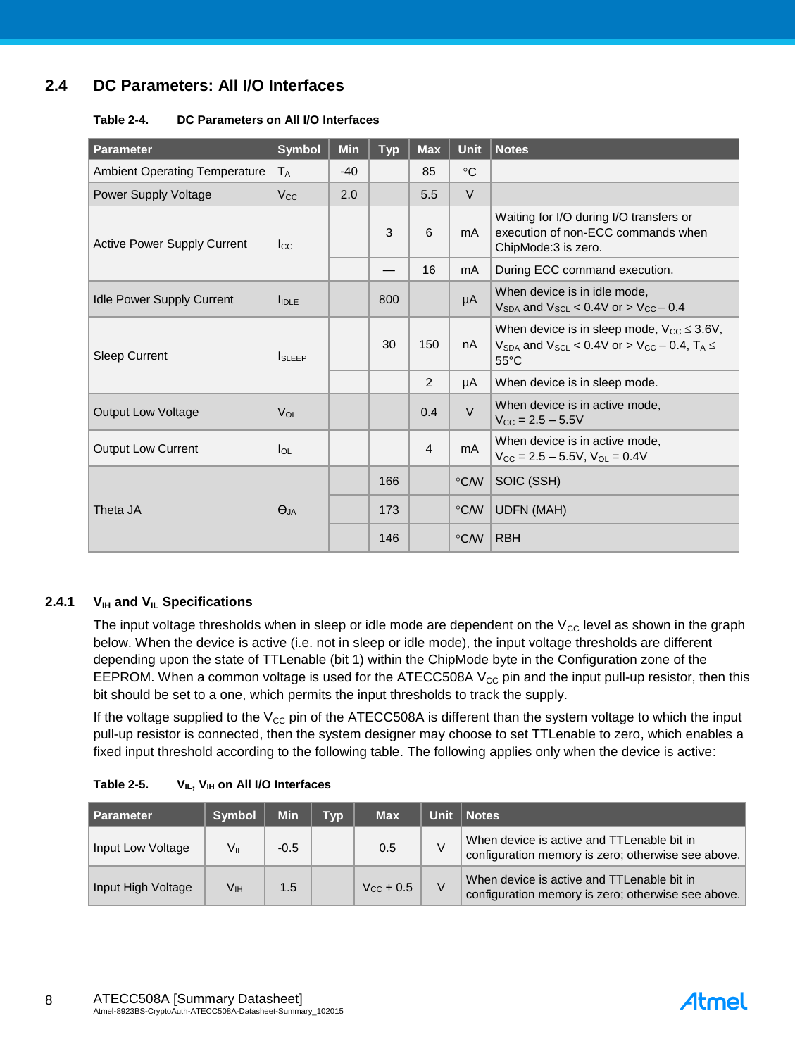## 2.4 DC Parameters: All I/O Interfaces

**Table 2-4. DC Parameters on All I/O Interfaces**

| Parameter | Symbol | Min | Typ | Max | Unit | Notes |
|---|---|---|---|---|---|---|
| Ambient Operating Temperature | $T_A$ | -40 | | 85 | °C | |
| Power Supply Voltage | $V_{CC}$ | 2.0 | | 5.5 | V | |
| Active Power Supply Current | $I_{CC}$ | | 3 | 6 | mA | Waiting for I/O during I/O transfers or execution of non-ECC commands when ChipMode:3 is zero. |
| | | | — | 16 | mA | During ECC command execution. |
| Idle Power Supply Current | $I_{IDLE}$ | | 800 | | µA | When device is in idle mode, $V_{SDA}$ and $V_{SCL}$ < 0.4V or > $V_{CC}$ – 0.4 |
| Sleep Current | $I_{SLEEP}$ | | 30 | 150 | nA | When device is in sleep mode, $V_{CC} \leq 3.6V$, $V_{SDA}$ and $V_{SCL}$ < 0.4V or > $V_{CC}$ – 0.4, $T_A \leq$ 55°C |
| | | | | 2 | µA | When device is in sleep mode. |
| Output Low Voltage | $V_{OL}$ | | | 0.4 | V | When device is in active mode, $V_{CC}$ = 2.5 – 5.5V |
| Output Low Current | $I_{OL}$ | | | 4 | mA | When device is in active mode, $V_{CC}$ = 2.5 – 5.5V, $V_{OL}$ = 0.4V |
| Theta JA | $\Theta_{JA}$ | | 166 | | °C/W | SOIC (SSH) |
| | | | 173 | | °C/W | UDFN (MAH) |
| | | | 146 | | °C/W | RBH |

### 2.4.1 $V_{IH}$ and $V_{IL}$ Specifications

The input voltage thresholds when in sleep or idle mode are dependent on the $V_{CC}$ level as shown in the graph below. When the device is active (i.e. not in sleep or idle mode), the input voltage thresholds are different depending upon the state of TTLenable (bit 1) within the ChipMode byte in the Configuration zone of the EEPROM. When a common voltage is used for the ATECC508A $V_{CC}$ pin and the input pull-up resistor, then this bit should be set to a one, which permits the input thresholds to track the supply.

If the voltage supplied to the $V_{CC}$ pin of the ATECC508A is different than the system voltage to which the input pull-up resistor is connected, then the system designer may choose to set TTLenable to zero, which enables a fixed input threshold according to the following table. The following applies only when the device is active:

**Table 2-5. $V_{IL}$, $V_{IH}$ on All I/O Interfaces**

| Parameter | Symbol | Min | Typ | Max | Unit | Notes |
|---|---|---|---|---|---|---|
| Input Low Voltage | $V_{IL}$ | -0.5 | | 0.5 | V | When device is active and TTLenable bit in configuration memory is zero; otherwise see above. |
| Input High Voltage | $V_{IH}$ | 1.5 | | $V_{CC}$ + 0.5 | V | When device is active and TTLenable bit in configuration memory is zero; otherwise see above. |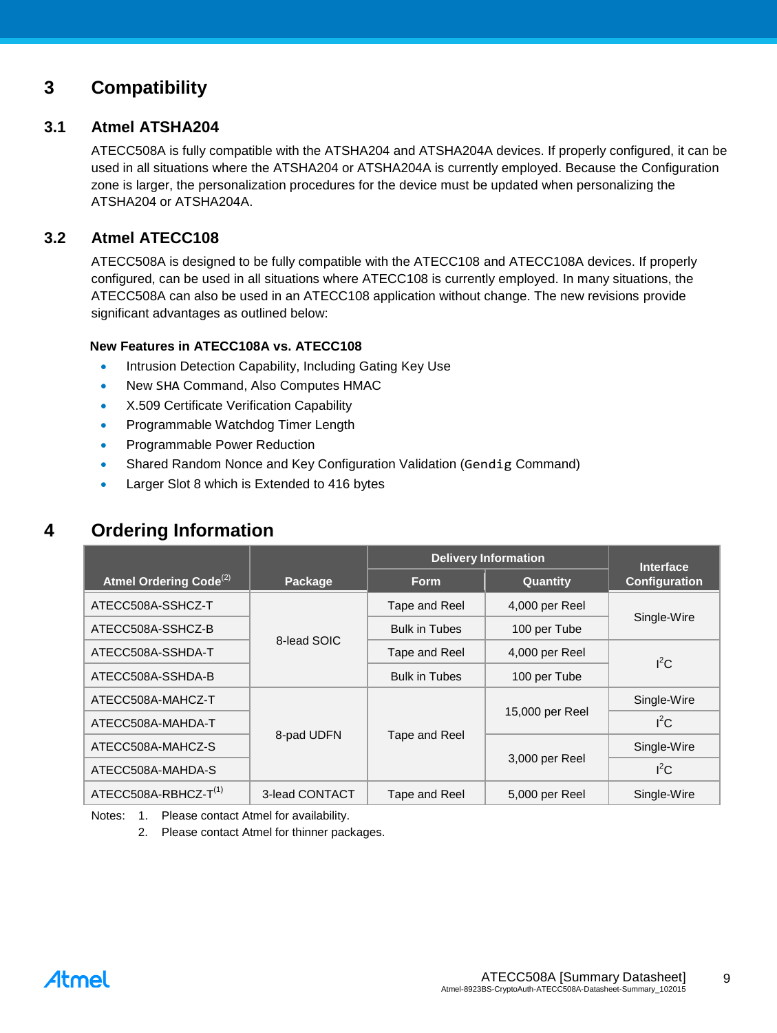# 3 Compatibility

## 3.1 Atmel ATSHA204

ATECC508A is fully compatible with the ATSHA204 and ATSHA204A devices. If properly configured, it can be used in all situations where the ATSHA204 or ATSHA204A is currently employed. Because the Configuration zone is larger, the personalization procedures for the device must be updated when personalizing the ATSHA204 or ATSHA204A.

## 3.2 Atmel ATECC108

ATECC508A is designed to be fully compatible with the ATECC108 and ATECC108A devices. If properly configured, can be used in all situations where ATECC108 is currently employed. In many situations, the ATECC508A can also be used in an ATECC108 application without change. The new revisions provide significant advantages as outlined below:

**New Features in ATECC108A vs. ATECC108**

- Intrusion Detection Capability, Including Gating Key Use
- New SHA Command, Also Computes HMAC
- X.509 Certificate Verification Capability
- Programmable Watchdog Timer Length
- Programmable Power Reduction
- Shared Random Nonce and Key Configuration Validation (Gendig Command)
- Larger Slot 8 which is Extended to 416 bytes

# 4 Ordering Information

| Atmel Ordering Code[2] | Package | Delivery Information | | Interface Configuration |
|---|---|---|---|---|
| | | Form | Quantity | |
| ATECC508A-SSHCZ-T | 8-lead SOIC | Tape and Reel | 4,000 per Reel | Single-Wire |
| ATECC508A-SSHCZ-B | 8-lead SOIC | Bulk in Tubes | 100 per Tube | Single-Wire |
| ATECC508A-SSHDA-T | 8-lead SOIC | Tape and Reel | 4,000 per Reel | I²C |
| ATECC508A-SSHDA-B | 8-lead SOIC | Bulk in Tubes | 100 per Tube | I²C |
| ATECC508A-MAHCZ-T | 8-pad UDFN | Tape and Reel | 15,000 per Reel | Single-Wire |
| ATECC508A-MAHDA-T | 8-pad UDFN | Tape and Reel | 15,000 per Reel | I²C |
| ATECC508A-MAHCZ-S | 8-pad UDFN | Tape and Reel | 3,000 per Reel | Single-Wire |
| ATECC508A-MAHDA-S | 8-pad UDFN | Tape and Reel | 3,000 per Reel | I²C |
| ATECC508A-RBHCZ-T[1] | 3-lead CONTACT | Tape and Reel | 5,000 per Reel | Single-Wire |

Notes: 1. Please contact Atmel for availability.
2. Please contact Atmel for thinner packages.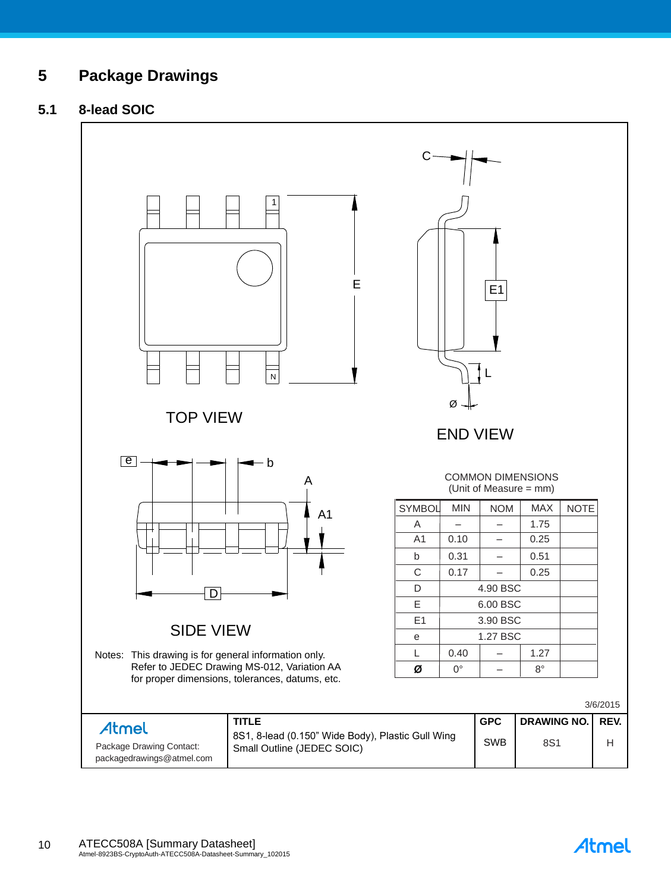# 5 Package Drawings

## 5.1 8-lead SOIC

TOP VIEW

END VIEW

SIDE VIEW

COMMON DIMENSIONS
(Unit of Measure = mm)

| SYMBOL | MIN | NOM | MAX | NOTE |
|---|---|---|---|---|
| A | – | – | 1.75 | |
| A1 | 0.10 | – | 0.25 | |
| b | 0.31 | – | 0.51 | |
| C | 0.17 | – | 0.25 | |
| D | 4.90 BSC | | | |
| E | 6.00 BSC | | | |
| E1 | 3.90 BSC | | | |
| e | 1.27 BSC | | | |
| L | 0.40 | – | 1.27 | |
| Ø | 0° | – | 8° | |

Notes: This drawing is for general information only. Refer to JEDEC Drawing MS-012, Variation AA for proper dimensions, tolerances, datums, etc.

3/6/2015

| Atmel Package Drawing Contact: packagedrawings@atmel.com | TITLE 8S1, 8-lead (0.150" Wide Body), Plastic Gull Wing Small Outline (JEDEC SOIC) | GPC SWB | DRAWING NO. 8S1 | REV. H |
|---|---|---|---|---|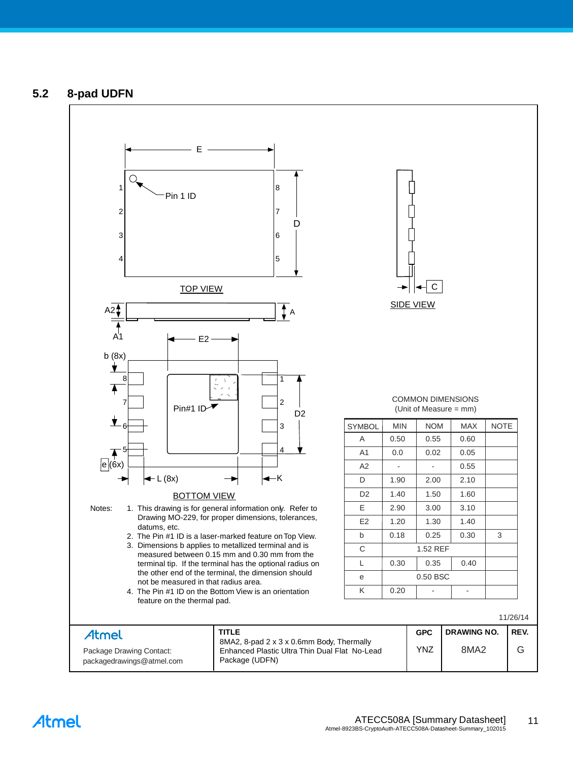## 5.2 8-pad UDFN

TOP VIEW

SIDE VIEW

BOTTOM VIEW

Notes:
1. This drawing is for general information only. Refer to Drawing MO-229, for proper dimensions, tolerances, datums, etc.
2. The Pin #1 ID is a laser-marked feature on Top View.
3. Dimensions b applies to metallized terminal and is measured between 0.15 mm and 0.30 mm from the terminal tip. If the terminal has the optional radius on the other end of the terminal, the dimension should not be measured in that radius area.
4. The Pin #1 ID on the Bottom View is an orientation feature on the thermal pad.

COMMON DIMENSIONS
(Unit of Measure = mm)

| SYMBOL | MIN | NOM | MAX | NOTE |
|---|---|---|---|---|
| A | 0.50 | 0.55 | 0.60 | |
| A1 | 0.0 | 0.02 | 0.05 | |
| A2 | - | - | 0.55 | |
| D | 1.90 | 2.00 | 2.10 | |
| D2 | 1.40 | 1.50 | 1.60 | |
| E | 2.90 | 3.00 | 3.10 | |
| E2 | 1.20 | 1.30 | 1.40 | |
| b | 0.18 | 0.25 | 0.30 | 3 |
| C | | 1.52 REF | | |
| L | 0.30 | 0.35 | 0.40 | |
| e | | 0.50 BSC | | |
| K | 0.20 | - | - | |

11/26/14

| Atmel Package Drawing Contact: packagedrawings@atmel.com | TITLE 8MA2, 8-pad 2 x 3 x 0.6mm Body, Thermally Enhanced Plastic Ultra Thin Dual Flat No-Lead Package (UDFN) | GPC | DRAWING NO. | REV. |
|---|---|---|---|---|
| | | YNZ | 8MA2 | G |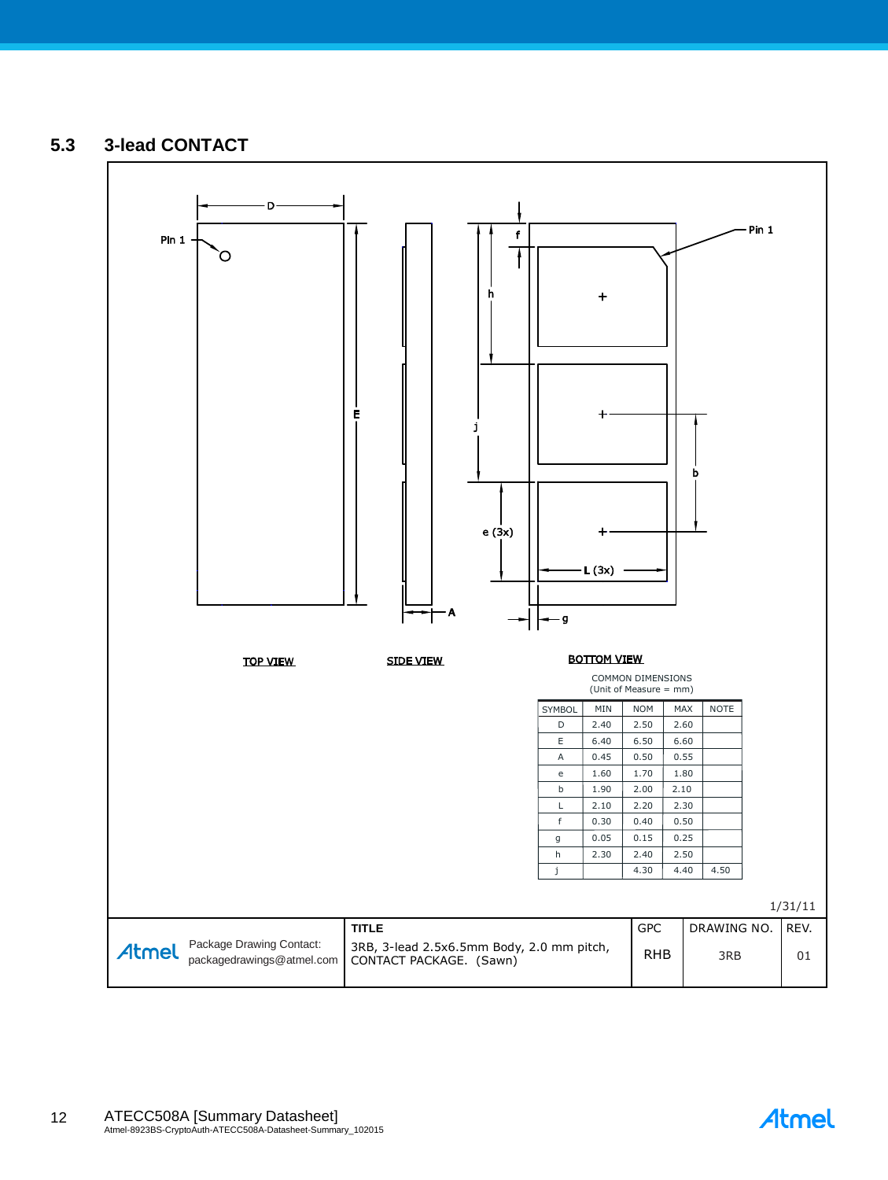## 5.3 3-lead CONTACT

Pin 1

D

E

A

f

h

j

e (3x)

b

L (3x)

g

Pin 1

TOP VIEW

SIDE VIEW

BOTTOM VIEW

COMMON DIMENSIONS
(Unit of Measure = mm)

| SYMBOL | MIN | NOM | MAX | NOTE |
|---|---|---|---|---|
| D | 2.40 | 2.50 | 2.60 | |
| E | 6.40 | 6.50 | 6.60 | |
| A | 0.45 | 0.50 | 0.55 | |
| e | 1.60 | 1.70 | 1.80 | |
| b | 1.90 | 2.00 | 2.10 | |
| L | 2.10 | 2.20 | 2.30 | |
| f | 0.30 | 0.40 | 0.50 | |
| g | 0.05 | 0.15 | 0.25 | |
| h | 2.30 | 2.40 | 2.50 | |
| j | | 4.30 | 4.40 | 4.50 |

1/31/11

| Atmel Package Drawing Contact: packagedrawings@atmel.com | TITLE 3RB, 3-lead 2.5x6.5mm Body, 2.0 mm pitch, CONTACT PACKAGE. (Sawn) | GPC RHB | DRAWING NO. 3RB | REV. 01 |
|---|---|---|---|---|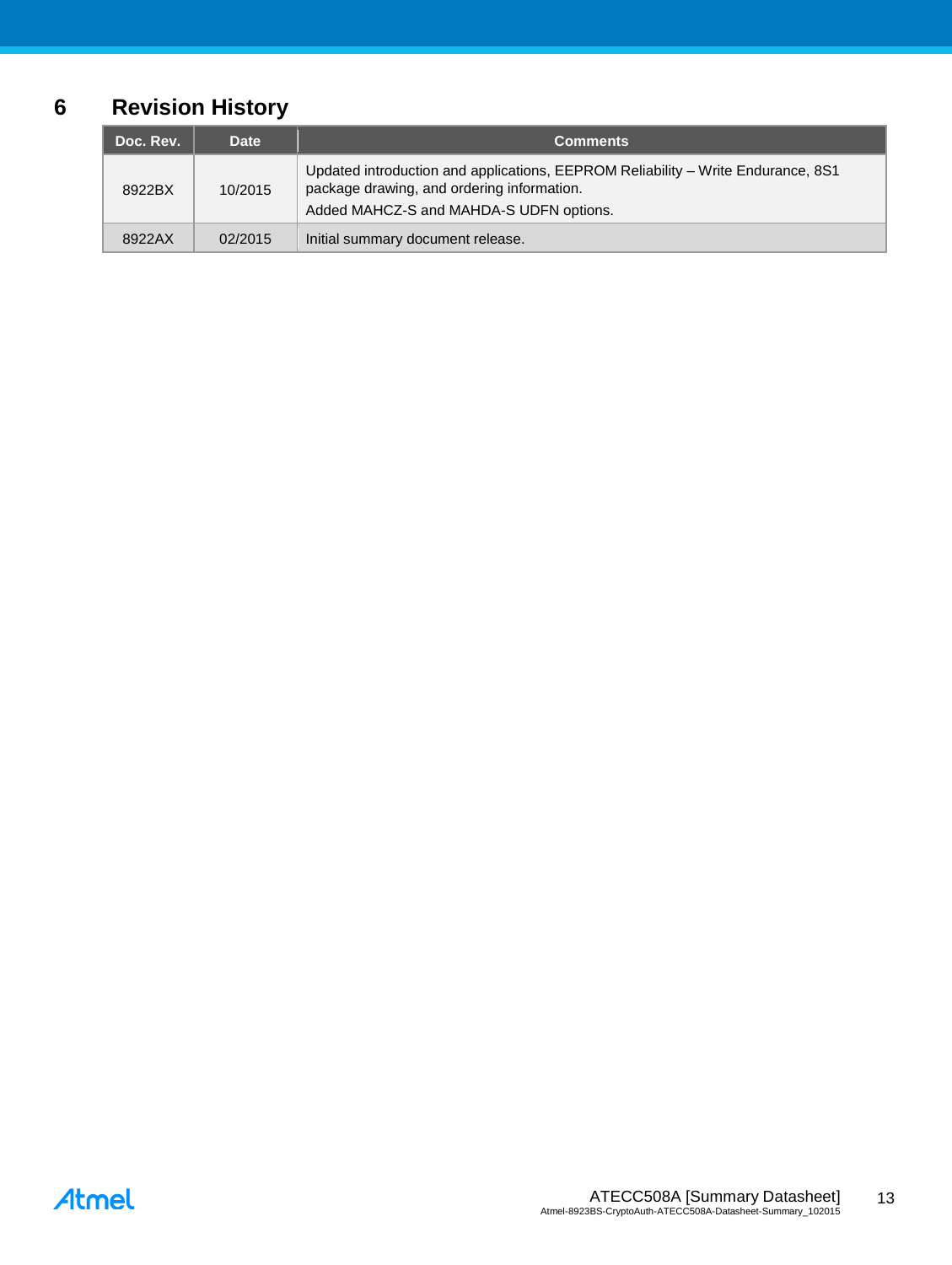# 6 Revision History

| Doc. Rev. | Date | Comments |
|---|---|---|
| 8922BX | 10/2015 | Updated introduction and applications, EEPROM Reliability – Write Endurance, 8S1 package drawing, and ordering information.<br>Added MAHCZ-S and MAHDA-S UDFN options. |
| 8922AX | 02/2015 | Initial summary document release. |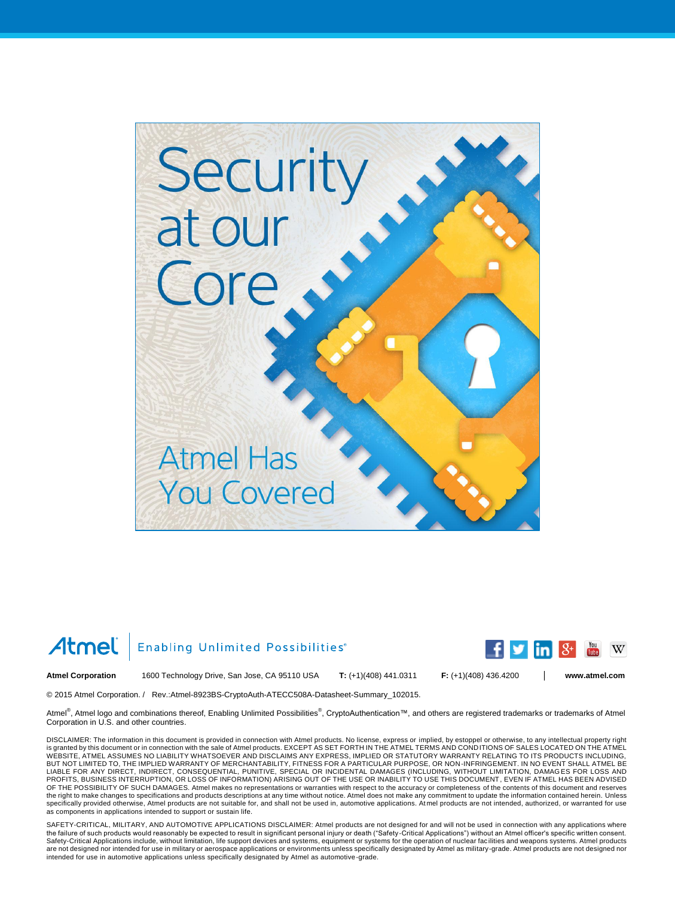Security at our Core

Atmel Has You Covered

**Atmel** | Enabling Unlimited Possibilities®

**Atmel Corporation** 1600 Technology Drive, San Jose, CA 95110 USA **T:** (+1)(408) 441.0311 **F:** (+1)(408) 436.4200 | **www.atmel.com**

© 2015 Atmel Corporation. / Rev.:Atmel-8923BS-CryptoAuth-ATECC508A-Datasheet-Summary_102015.

Atmel®, Atmel logo and combinations thereof, Enabling Unlimited Possibilities®, CryptoAuthentication™, and others are registered trademarks or trademarks of Atmel Corporation in U.S. and other countries.

DISCLAIMER: The information in this document is provided in connection with Atmel products. No license, express or implied, by estoppel or otherwise, to any intellectual property right is granted by this document or in connection with the sale of Atmel products. EXCEPT AS SET FORTH IN THE ATMEL TERMS AND CONDITIONS OF SALES LOCATED ON THE ATMEL WEBSITE, ATMEL ASSUMES NO LIABILITY WHATSOEVER AND DISCLAIMS ANY EXPRESS, IMPLIED OR STATUTORY WARRANTY RELATING TO ITS PRODUCTS INCLUDING, BUT NOT LIMITED TO, THE IMPLIED WARRANTY OF MERCHANTABILITY, FITNESS FOR A PARTICULAR PURPOSE, OR NON-INFRINGEMENT. IN NO EVENT SHALL ATMEL BE LIABLE FOR ANY DIRECT, INDIRECT, CONSEQUENTIAL, PUNITIVE, SPECIAL OR INCIDENTAL DAMAGES (INCLUDING, WITHOUT LIMITATION, DAMAGES FOR LOSS AND PROFITS, BUSINESS INTERRUPTION, OR LOSS OF INFORMATION) ARISING OUT OF THE USE OR INABILITY TO USE THIS DOCUMENT, EVEN IF ATMEL HAS BEEN ADVISED OF THE POSSIBILITY OF SUCH DAMAGES. Atmel makes no representations or warranties with respect to the accuracy or completeness of the contents of this document and reserves the right to make changes to specifications and products descriptions at any time without notice. Atmel does not make any commitment to update the information contained herein. Unless specifically provided otherwise, Atmel products are not suitable for, and shall not be used in, automotive applications. Atmel products are not intended, authorized, or warranted for use as components in applications intended to support or sustain life.

SAFETY-CRITICAL, MILITARY, AND AUTOMOTIVE APPLICATIONS DISCLAIMER: Atmel products are not designed for and will not be used in connection with any applications where the failure of such products would reasonably be expected to result in significant personal injury or death ("Safety-Critical Applications") without an Atmel officer's specific written consent. Safety-Critical Applications include, without limitation, life support devices and systems, equipment or systems for the operation of nuclear facilities and weapons systems. Atmel products are not designed nor intended for use in military or aerospace applications or environments unless specifically designated by Atmel as military-grade. Atmel products are not designed nor intended for use in automotive applications unless specifically designated by Atmel as automotive-grade.